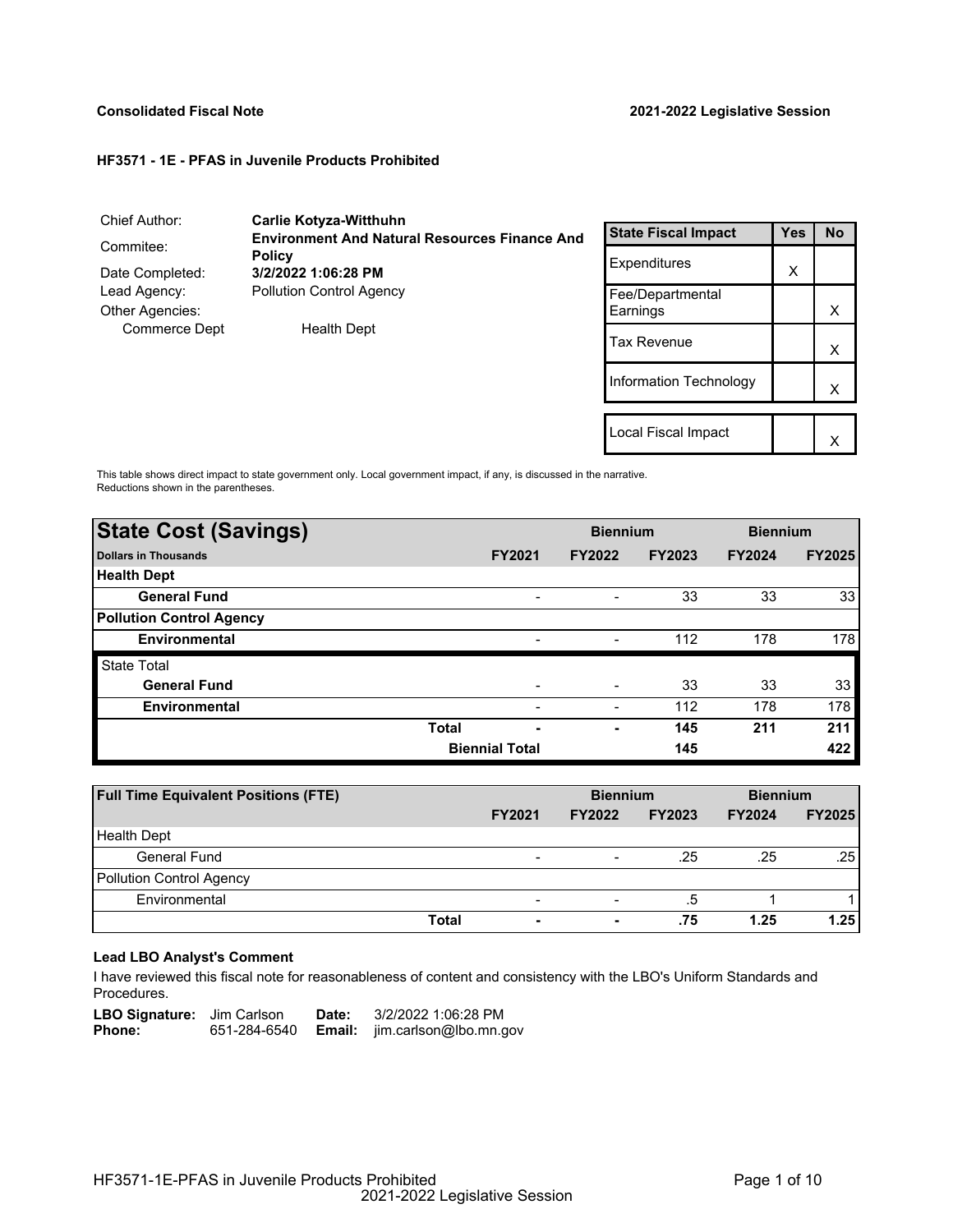**Consolidated Fiscal Note** **2021-2022 Legislative Session**

**HF3571 - 1E - PFAS in Juvenile Products Prohibited**

| | |
|---|---|
| Chief Author: | **Carlie Kotyza-Witthuhn** |
| Commitee: | **Environment And Natural Resources Finance And Policy** |
| Date Completed: | **3/2/2022 1:06:28 PM** |
| Lead Agency: | Pollution Control Agency |
| Other Agencies: | |
| Commerce Dept | Health Dept |

| State Fiscal Impact | Yes | No |
|---|---|---|
| Expenditures | X | |
| Fee/Departmental Earnings | | X |
| Tax Revenue | | X |
| Information Technology | | X |
| Local Fiscal Impact | | X |

This table shows direct impact to state government only. Local government impact, if any, is discussed in the narrative. Reductions shown in the parentheses.

| **State Cost (Savings)** | | | **Biennium** | | **Biennium** | |
|---|---|---|---|---|---|---|
| **Dollars in Thousands** | | **FY2021** | **FY2022** | **FY2023** | **FY2024** | **FY2025** |
| **Health Dept** | | | | | | |
| **General Fund** | | - | - | 33 | 33 | 33 |
| **Pollution Control Agency** | | | | | | |
| **Environmental** | | - | - | 112 | 178 | 178 |
| State Total | | | | | | |
| **General Fund** | | - | - | 33 | 33 | 33 |
| **Environmental** | | - | - | 112 | 178 | 178 |
| | **Total** | **-** | **-** | **145** | **211** | **211** |
| | | **Biennial Total** | | **145** | | **422** |

| **Full Time Equivalent Positions (FTE)** | | | **Biennium** | | **Biennium** | |
|---|---|---|---|---|---|---|
| | | **FY2021** | **FY2022** | **FY2023** | **FY2024** | **FY2025** |
| Health Dept | | | | | | |
| General Fund | | - | - | .25 | .25 | .25 |
| Pollution Control Agency | | | | | | |
| Environmental | | - | - | .5 | 1 | 1 |
| | **Total** | **-** | **-** | **.75** | **1.25** | **1.25** |

**Lead LBO Analyst's Comment**

I have reviewed this fiscal note for reasonableness of content and consistency with the LBO's Uniform Standards and Procedures.

**LBO Signature:** Jim Carlson **Date:** 3/2/2022 1:06:28 PM
**Phone:** 651-284-6540 **Email:** jim.carlson@lbo.mn.gov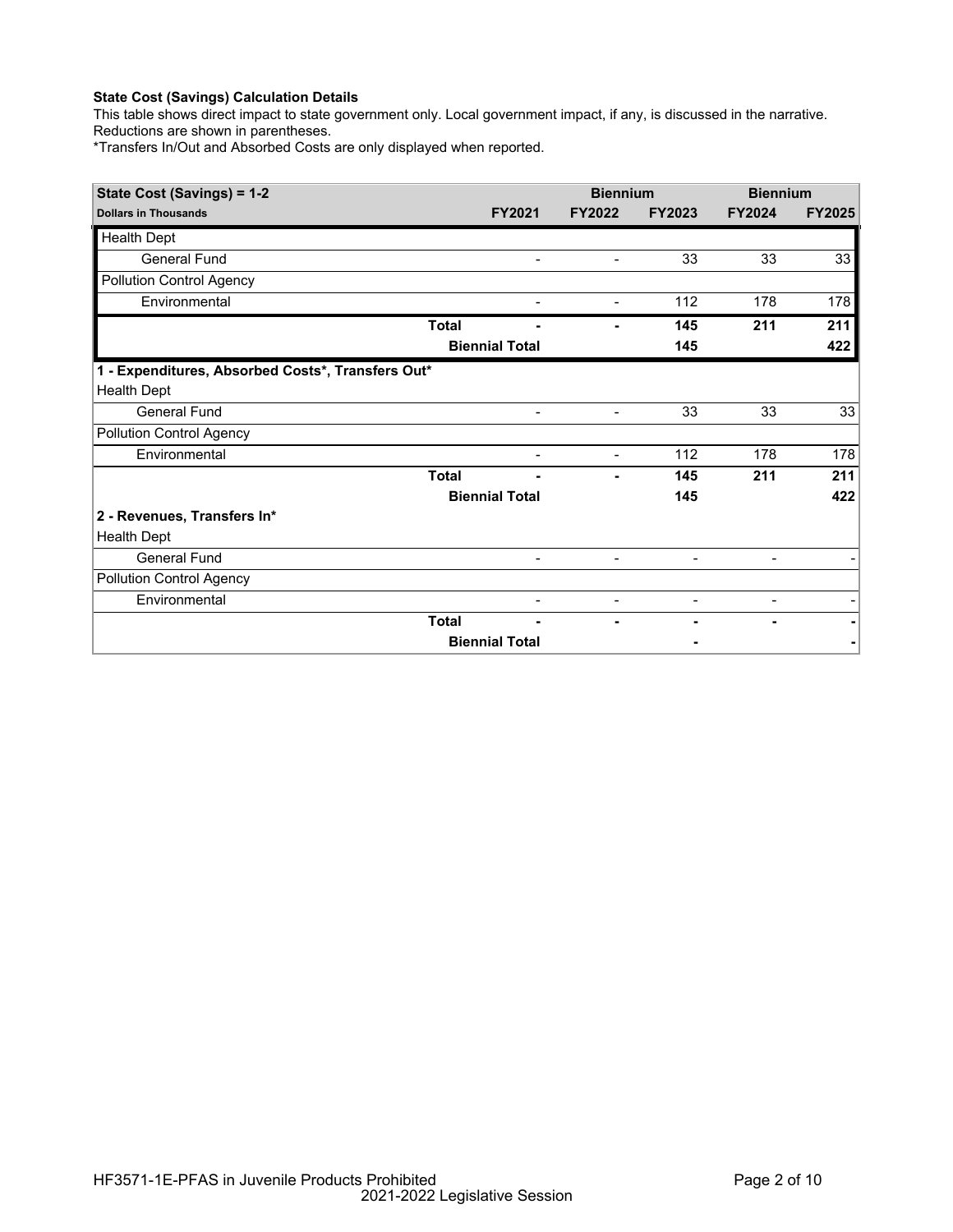**State Cost (Savings) Calculation Details**

This table shows direct impact to state government only. Local government impact, if any, is discussed in the narrative. Reductions are shown in parentheses.

*Transfers In/Out and Absorbed Costs are only displayed when reported.

| State Cost (Savings) = 1-2 | | | Biennium | | Biennium | |
|---|---|---|---|---|---|---|
| **Dollars in Thousands** | | **FY2021** | **FY2022** | **FY2023** | **FY2024** | **FY2025** |
| Health Dept | | | | | | |
| General Fund | | - | - | 33 | 33 | 33 |
| Pollution Control Agency | | | | | | |
| Environmental | | - | - | 112 | 178 | 178 |
| | **Total** | - | - | **145** | **211** | **211** |
| | **Biennial Total** | | | **145** | | **422** |
| **1 - Expenditures, Absorbed Costs*, Transfers Out*** | | | | | | |
| Health Dept | | | | | | |
| General Fund | | - | - | 33 | 33 | 33 |
| Pollution Control Agency | | | | | | |
| Environmental | | - | - | 112 | 178 | 178 |
| | **Total** | - | - | **145** | **211** | **211** |
| | **Biennial Total** | | | **145** | | **422** |
| **2 - Revenues, Transfers In*** | | | | | | |
| Health Dept | | | | | | |
| General Fund | | - | - | - | - | - |
| Pollution Control Agency | | | | | | |
| Environmental | | - | - | - | - | - |
| | **Total** | - | - | - | - | - |
| | **Biennial Total** | | | - | | - |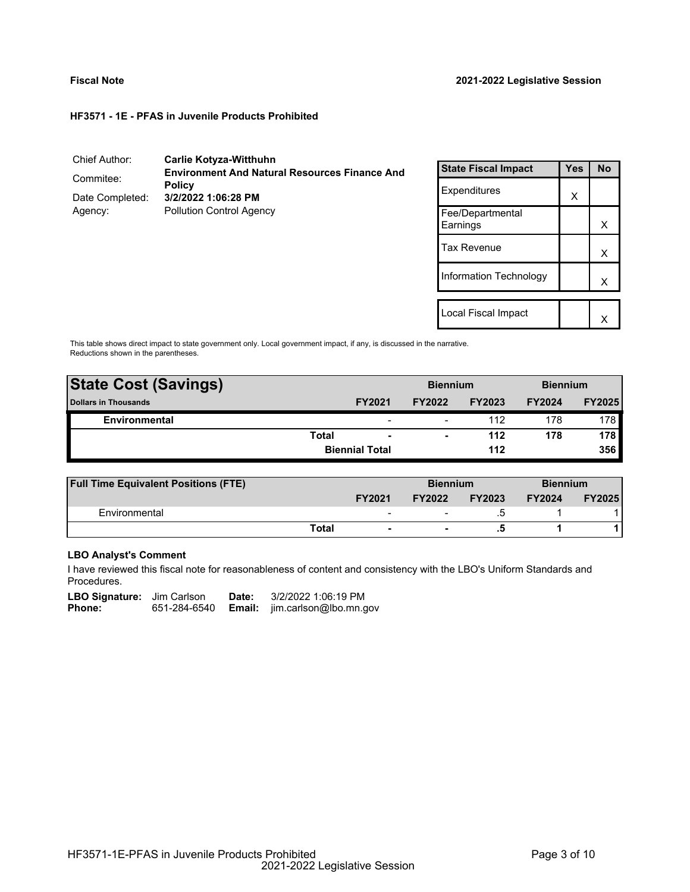**Fiscal Note** **2021-2022 Legislative Session**

**HF3571 - 1E - PFAS in Juvenile Products Prohibited**

| | |
|---|---|
| Chief Author: | **Carlie Kotyza-Witthuhn** |
| Commitee: | **Environment And Natural Resources Finance And Policy** |
| Date Completed: | **3/2/2022 1:06:28 PM** |
| Agency: | Pollution Control Agency |

| State Fiscal Impact | Yes | No |
|---|---|---|
| Expenditures | X | |
| Fee/Departmental Earnings | | X |
| Tax Revenue | | X |
| Information Technology | | X |
| Local Fiscal Impact | | X |

This table shows direct impact to state government only. Local government impact, if any, is discussed in the narrative. Reductions shown in the parentheses.

| **State Cost (Savings)** | | | **Biennium** | | **Biennium** | |
|---|---|---|---|---|---|---|
| **Dollars in Thousands** | | **FY2021** | **FY2022** | **FY2023** | **FY2024** | **FY2025** |
| **Environmental** | | - | - | 112 | 178 | 178 |
| | **Total** | **-** | **-** | **112** | **178** | **178** |
| | | **Biennial Total** | | **112** | | **356** |

| **Full Time Equivalent Positions (FTE)** | | | **Biennium** | | **Biennium** | |
|---|---|---|---|---|---|---|
| | | **FY2021** | **FY2022** | **FY2023** | **FY2024** | **FY2025** |
| Environmental | | - | - | .5 | 1 | 1 |
| | **Total** | **-** | **-** | **.5** | **1** | **1** |

**LBO Analyst's Comment**

I have reviewed this fiscal note for reasonableness of content and consistency with the LBO's Uniform Standards and Procedures.

**LBO Signature:** Jim Carlson **Date:** 3/2/2022 1:06:19 PM
**Phone:** 651-284-6540 **Email:** jim.carlson@lbo.mn.gov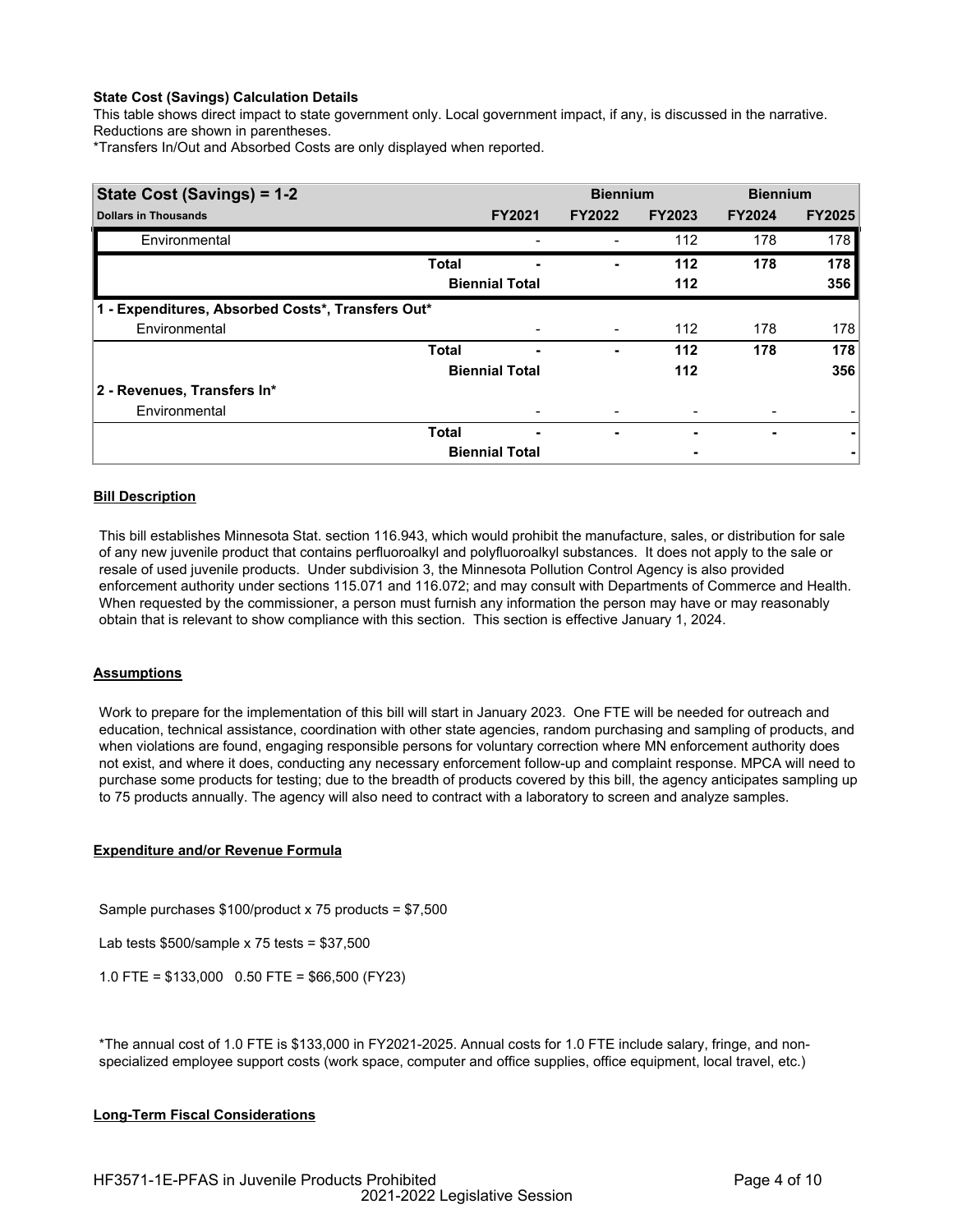**State Cost (Savings) Calculation Details**
This table shows direct impact to state government only. Local government impact, if any, is discussed in the narrative. Reductions are shown in parentheses.
*Transfers In/Out and Absorbed Costs are only displayed when reported.

| State Cost (Savings) = 1-2 | | | Biennium | | Biennium | |
|---|---|---|---|---|---|---|
| **Dollars in Thousands** | | **FY2021** | **FY2022** | **FY2023** | **FY2024** | **FY2025** |
| Environmental | | - | - | 112 | 178 | 178 |
| | **Total** | **-** | **-** | **112** | **178** | **178** |
| | **Biennial Total** | | | **112** | | **356** |
| **1 - Expenditures, Absorbed Costs*, Transfers Out*** | | | | | | |
| Environmental | | - | - | 112 | 178 | 178 |
| | **Total** | **-** | **-** | **112** | **178** | **178** |
| | **Biennial Total** | | | **112** | | **356** |
| **2 - Revenues, Transfers In*** | | | | | | |
| Environmental | | - | - | - | - | - |
| | **Total** | **-** | **-** | **-** | **-** | **-** |
| | **Biennial Total** | | | **-** | | **-** |

**Bill Description**

This bill establishes Minnesota Stat. section 116.943, which would prohibit the manufacture, sales, or distribution for sale of any new juvenile product that contains perfluoroalkyl and polyfluoroalkyl substances. It does not apply to the sale or resale of used juvenile products. Under subdivision 3, the Minnesota Pollution Control Agency is also provided enforcement authority under sections 115.071 and 116.072; and may consult with Departments of Commerce and Health. When requested by the commissioner, a person must furnish any information the person may have or may reasonably obtain that is relevant to show compliance with this section. This section is effective January 1, 2024.

**Assumptions**

Work to prepare for the implementation of this bill will start in January 2023. One FTE will be needed for outreach and education, technical assistance, coordination with other state agencies, random purchasing and sampling of products, and when violations are found, engaging responsible persons for voluntary correction where MN enforcement authority does not exist, and where it does, conducting any necessary enforcement follow-up and complaint response. MPCA will need to purchase some products for testing; due to the breadth of products covered by this bill, the agency anticipates sampling up to 75 products annually. The agency will also need to contract with a laboratory to screen and analyze samples.

**Expenditure and/or Revenue Formula**

Sample purchases $100/product x 75 products = $7,500

Lab tests $500/sample x 75 tests = $37,500

1.0 FTE = $133,000   0.50 FTE = $66,500 (FY23)

*The annual cost of 1.0 FTE is $133,000 in FY2021-2025. Annual costs for 1.0 FTE include salary, fringe, and non-specialized employee support costs (work space, computer and office supplies, office equipment, local travel, etc.)

**Long-Term Fiscal Considerations**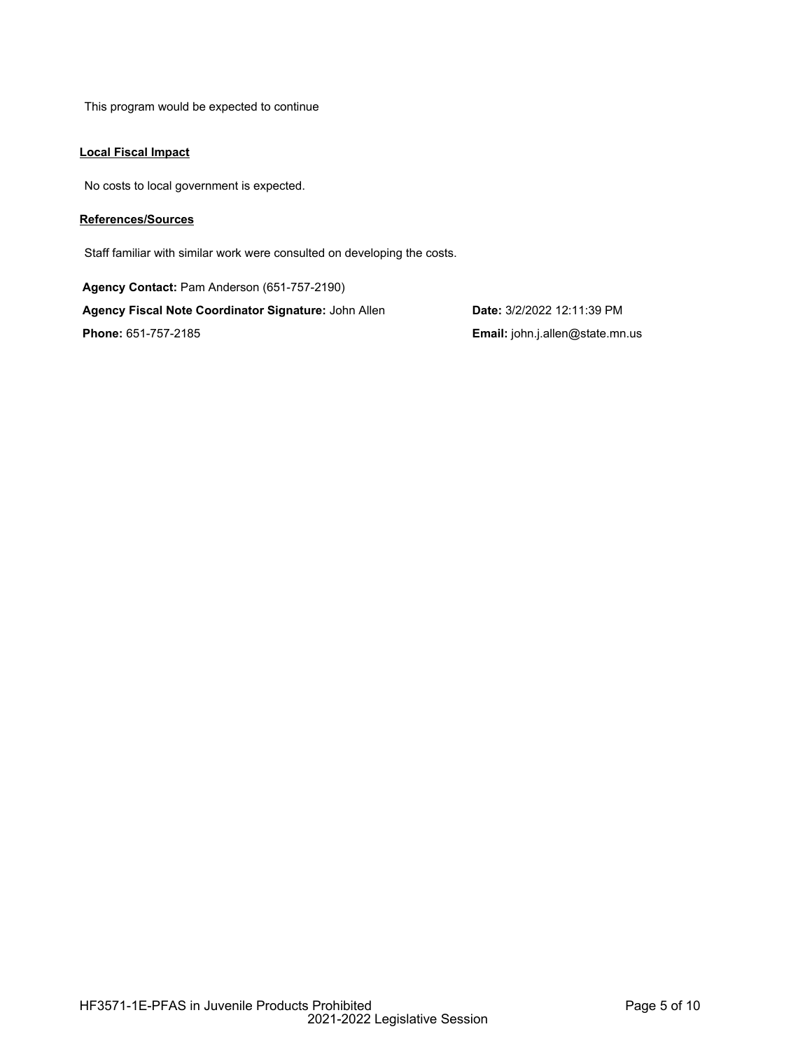This program would be expected to continue

**Local Fiscal Impact**

No costs to local government is expected.

**References/Sources**

Staff familiar with similar work were consulted on developing the costs.

**Agency Contact:** Pam Anderson (651-757-2190)

**Agency Fiscal Note Coordinator Signature:** John Allen

**Date:** 3/2/2022 12:11:39 PM

**Phone:** 651-757-2185

**Email:** john.j.allen@state.mn.us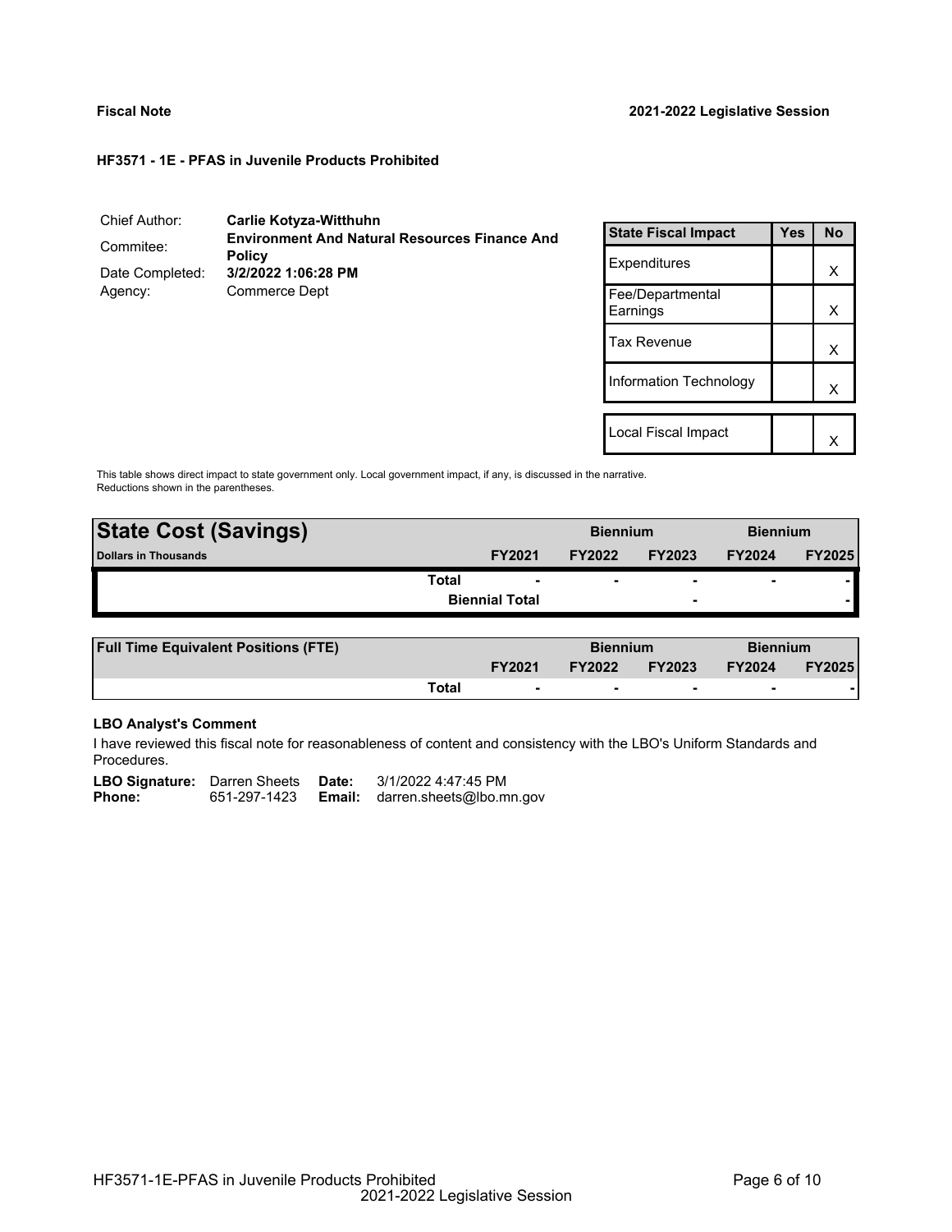**Fiscal Note** **2021-2022 Legislative Session**

### HF3571 - 1E - PFAS in Juvenile Products Prohibited

| | |
|---|---|
| Chief Author: | **Carlie Kotyza-Witthuhn** |
| Commitee: | **Environment And Natural Resources Finance And Policy** |
| Date Completed: | **3/2/2022 1:06:28 PM** |
| Agency: | Commerce Dept |

| State Fiscal Impact | Yes | No |
|---|---|---|
| Expenditures | | X |
| Fee/Departmental Earnings | | X |
| Tax Revenue | | X |
| Information Technology | | X |
| Local Fiscal Impact | | X |

This table shows direct impact to state government only. Local government impact, if any, is discussed in the narrative. Reductions shown in the parentheses.

| **State Cost (Savings)** | | **Biennium** | | **Biennium** | |
|---|---|---|---|---|---|
| **Dollars in Thousands** | **FY2021** | **FY2022** | **FY2023** | **FY2024** | **FY2025** |
| **Total** | - | - | - | - | - |
| **Biennial Total** | | | - | | - |

| **Full Time Equivalent Positions (FTE)** | | **Biennium** | | **Biennium** | |
|---|---|---|---|---|---|
| | **FY2021** | **FY2022** | **FY2023** | **FY2024** | **FY2025** |
| **Total** | - | - | - | - | - |

#### LBO Analyst's Comment

I have reviewed this fiscal note for reasonableness of content and consistency with the LBO's Uniform Standards and Procedures.

**LBO Signature:** Darren Sheets **Date:** 3/1/2022 4:47:45 PM
**Phone:** 651-297-1423 **Email:** darren.sheets@lbo.mn.gov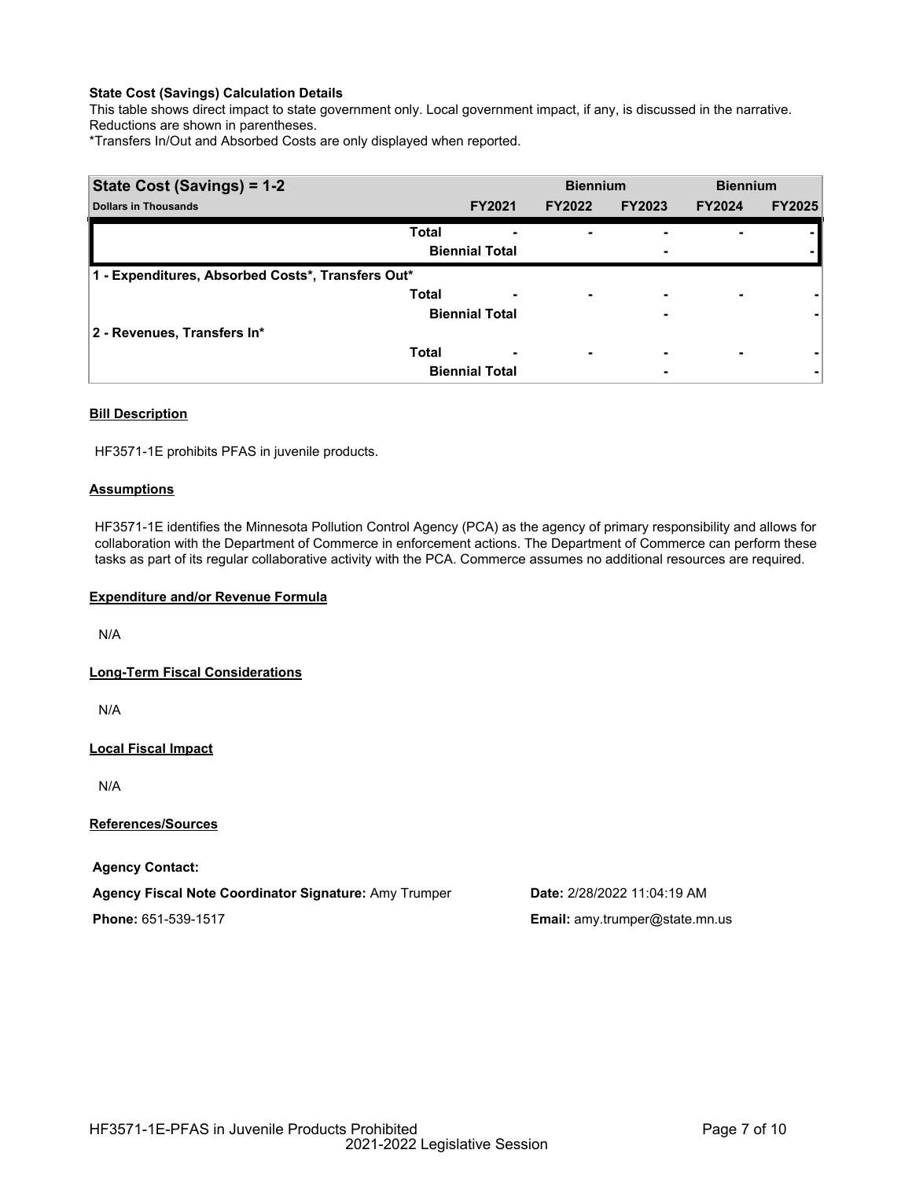**State Cost (Savings) Calculation Details**

This table shows direct impact to state government only. Local government impact, if any, is discussed in the narrative. Reductions are shown in parentheses.

*Transfers In/Out and Absorbed Costs are only displayed when reported.

| State Cost (Savings) = 1-2 | | | Biennium | | Biennium | |
|---|---|---|---|---|---|---|
| Dollars in Thousands | | FY2021 | FY2022 | FY2023 | FY2024 | FY2025 |
| | Total | - | - | - | - | - |
| | Biennial Total | | | - | | - |
| 1 - Expenditures, Absorbed Costs*, Transfers Out* | | | | | | |
| | Total | - | - | - | - | - |
| | Biennial Total | | | - | | - |
| 2 - Revenues, Transfers In* | | | | | | |
| | Total | - | - | - | - | - |
| | Biennial Total | | | - | | - |

**Bill Description**

HF3571-1E prohibits PFAS in juvenile products.

**Assumptions**

HF3571-1E identifies the Minnesota Pollution Control Agency (PCA) as the agency of primary responsibility and allows for collaboration with the Department of Commerce in enforcement actions. The Department of Commerce can perform these tasks as part of its regular collaborative activity with the PCA. Commerce assumes no additional resources are required.

**Expenditure and/or Revenue Formula**

N/A

**Long-Term Fiscal Considerations**

N/A

**Local Fiscal Impact**

N/A

**References/Sources**

**Agency Contact:**

**Agency Fiscal Note Coordinator Signature:** Amy Trumper

**Date:** 2/28/2022 11:04:19 AM

**Phone:** 651-539-1517

**Email:** amy.trumper@state.mn.us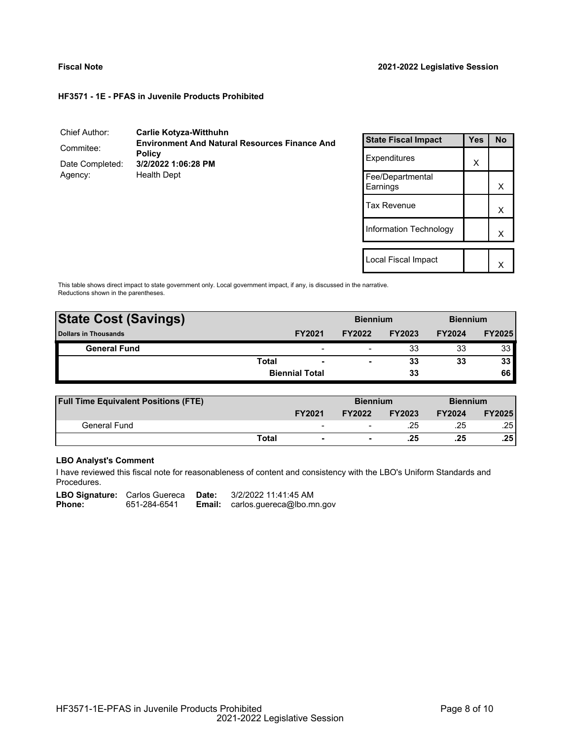**Fiscal Note** **2021-2022 Legislative Session**

**HF3571 - 1E - PFAS in Juvenile Products Prohibited**

| | |
|---|---|
| Chief Author: | **Carlie Kotyza-Witthuhn** |
| Commitee: | **Environment And Natural Resources Finance And Policy** |
| Date Completed: | **3/2/2022 1:06:28 PM** |
| Agency: | Health Dept |

| State Fiscal Impact | Yes | No |
|---|---|---|
| Expenditures | X | |
| Fee/Departmental Earnings | | X |
| Tax Revenue | | X |
| Information Technology | | X |
| | | |
| Local Fiscal Impact | | X |

This table shows direct impact to state government only. Local government impact, if any, is discussed in the narrative. Reductions shown in the parentheses.

| **State Cost (Savings)** | | | **Biennium** | | **Biennium** | |
|---|---|---|---|---|---|---|
| **Dollars in Thousands** | | **FY2021** | **FY2022** | **FY2023** | **FY2024** | **FY2025** |
| **General Fund** | | - | - | 33 | 33 | 33 |
| | **Total** | **-** | **-** | **33** | **33** | **33** |
| | | **Biennial Total** | | **33** | | **66** |

| **Full Time Equivalent Positions (FTE)** | | | **Biennium** | | **Biennium** | |
|---|---|---|---|---|---|---|
| | | **FY2021** | **FY2022** | **FY2023** | **FY2024** | **FY2025** |
| General Fund | | - | - | .25 | .25 | .25 |
| | **Total** | **-** | **-** | **.25** | **.25** | **.25** |

**LBO Analyst's Comment**

I have reviewed this fiscal note for reasonableness of content and consistency with the LBO's Uniform Standards and Procedures.

| | | | |
|---|---|---|---|
| **LBO Signature:** | Carlos Guereca | **Date:** | 3/2/2022 11:41:45 AM |
| **Phone:** | 651-284-6541 | **Email:** | carlos.guereca@lbo.mn.gov |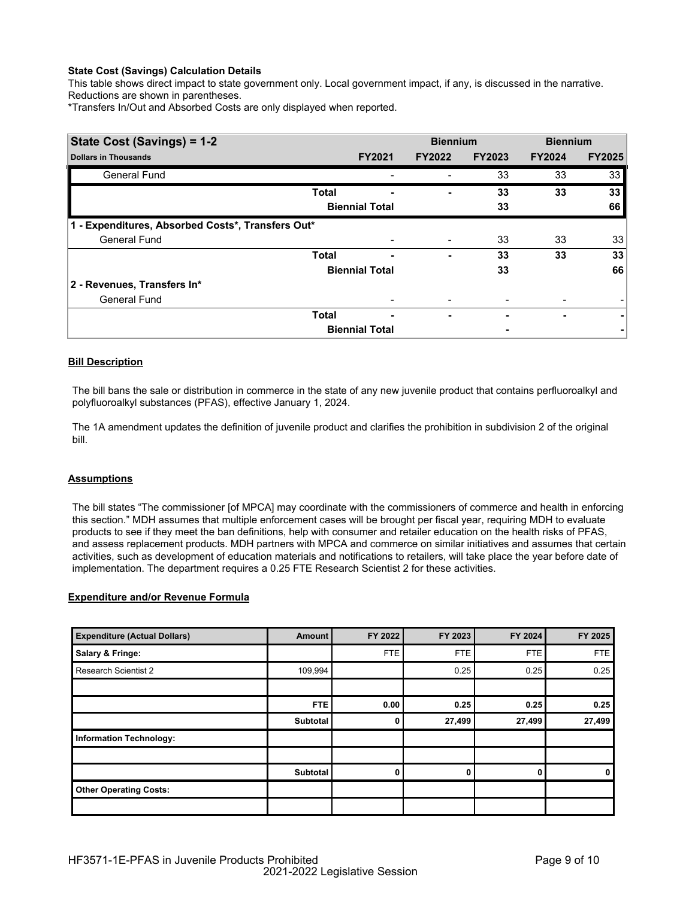**State Cost (Savings) Calculation Details**

This table shows direct impact to state government only. Local government impact, if any, is discussed in the narrative. Reductions are shown in parentheses.

*Transfers In/Out and Absorbed Costs are only displayed when reported.

| State Cost (Savings) = 1-2 | | | Biennium | | Biennium | |
|---|---|---|---|---|---|---|
| **Dollars in Thousands** | | **FY2021** | **FY2022** | **FY2023** | **FY2024** | **FY2025** |
| General Fund | | - | - | 33 | 33 | 33 |
| | **Total** | **-** | **-** | **33** | **33** | **33** |
| | **Biennial Total** | | | **33** | | **66** |
| **1 - Expenditures, Absorbed Costs*, Transfers Out*** | | | | | | |
| General Fund | | - | - | 33 | 33 | 33 |
| | **Total** | **-** | **-** | **33** | **33** | **33** |
| | **Biennial Total** | | | **33** | | **66** |
| **2 - Revenues, Transfers In*** | | | | | | |
| General Fund | | - | - | - | - | - |
| | **Total** | **-** | **-** | **-** | **-** | **-** |
| | **Biennial Total** | | | **-** | | **-** |

**Bill Description**

The bill bans the sale or distribution in commerce in the state of any new juvenile product that contains perfluoroalkyl and polyfluoroalkyl substances (PFAS), effective January 1, 2024.

The 1A amendment updates the definition of juvenile product and clarifies the prohibition in subdivision 2 of the original bill.

**Assumptions**

The bill states "The commissioner [of MPCA] may coordinate with the commissioners of commerce and health in enforcing this section." MDH assumes that multiple enforcement cases will be brought per fiscal year, requiring MDH to evaluate products to see if they meet the ban definitions, help with consumer and retailer education on the health risks of PFAS, and assess replacement products. MDH partners with MPCA and commerce on similar initiatives and assumes that certain activities, such as development of education materials and notifications to retailers, will take place the year before date of implementation. The department requires a 0.25 FTE Research Scientist 2 for these activities.

**Expenditure and/or Revenue Formula**

| Expenditure (Actual Dollars) | Amount | FY 2022 | FY 2023 | FY 2024 | FY 2025 |
|---|---|---|---|---|---|
| **Salary & Fringe:** | | FTE | FTE | FTE | FTE |
| Research Scientist 2 | 109,994 | | 0.25 | 0.25 | 0.25 |
| | | | | | |
| | **FTE** | **0.00** | **0.25** | **0.25** | **0.25** |
| | **Subtotal** | **0** | **27,499** | **27,499** | **27,499** |
| **Information Technology:** | | | | | |
| | | | | | |
| | **Subtotal** | **0** | **0** | **0** | **0** |
| **Other Operating Costs:** | | | | | |
| | | | | | |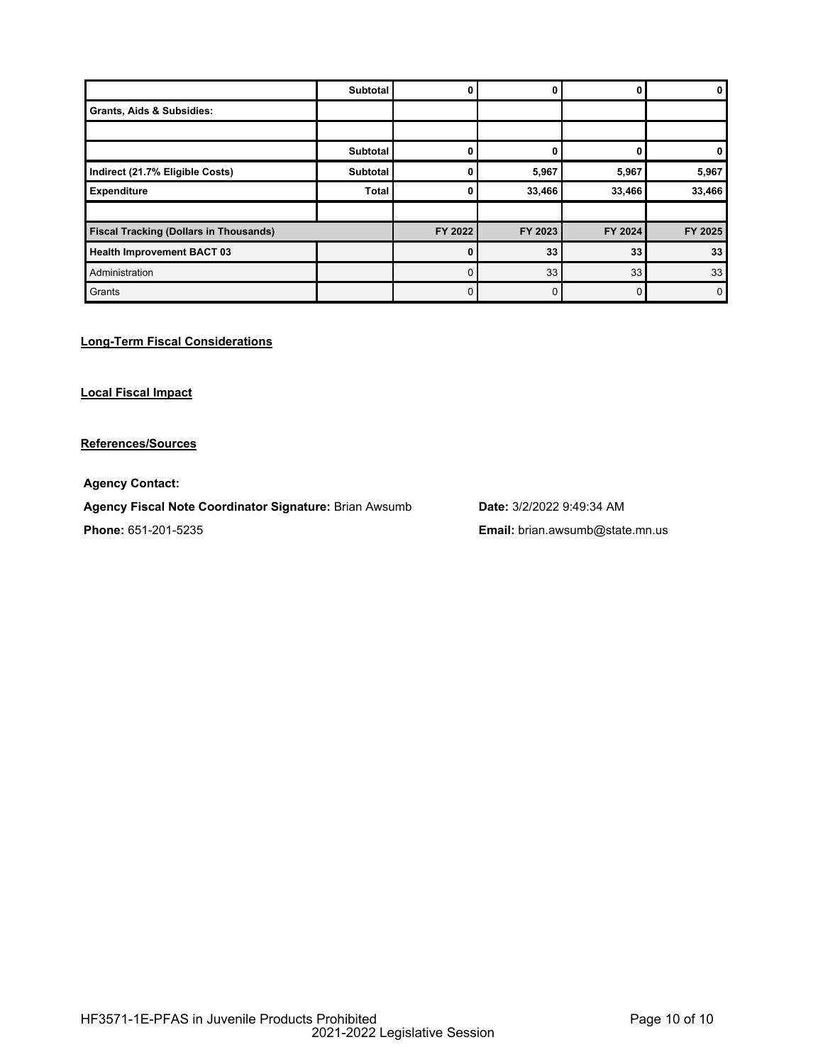| | | | | | |
|---|---|---|---|---|---|
| | Subtotal | 0 | 0 | 0 | 0 |
| **Grants, Aids & Subsidies:** | | | | | |
| | | | | | |
| | Subtotal | 0 | 0 | 0 | 0 |
| **Indirect (21.7% Eligible Costs)** | Subtotal | 0 | 5,967 | 5,967 | 5,967 |
| **Expenditure** | Total | 0 | 33,466 | 33,466 | 33,466 |
| | | | | | |
| **Fiscal Tracking (Dollars in Thousands)** | | FY 2022 | FY 2023 | FY 2024 | FY 2025 |
| **Health Improvement BACT 03** | | 0 | 33 | 33 | 33 |
| Administration | | 0 | 33 | 33 | 33 |
| Grants | | 0 | 0 | 0 | 0 |

**Long-Term Fiscal Considerations**

**Local Fiscal Impact**

**References/Sources**

**Agency Contact:**

**Agency Fiscal Note Coordinator Signature:** Brian Awsumb

**Date:** 3/2/2022 9:49:34 AM

**Phone:** 651-201-5235

**Email:** brian.awsumb@state.mn.us